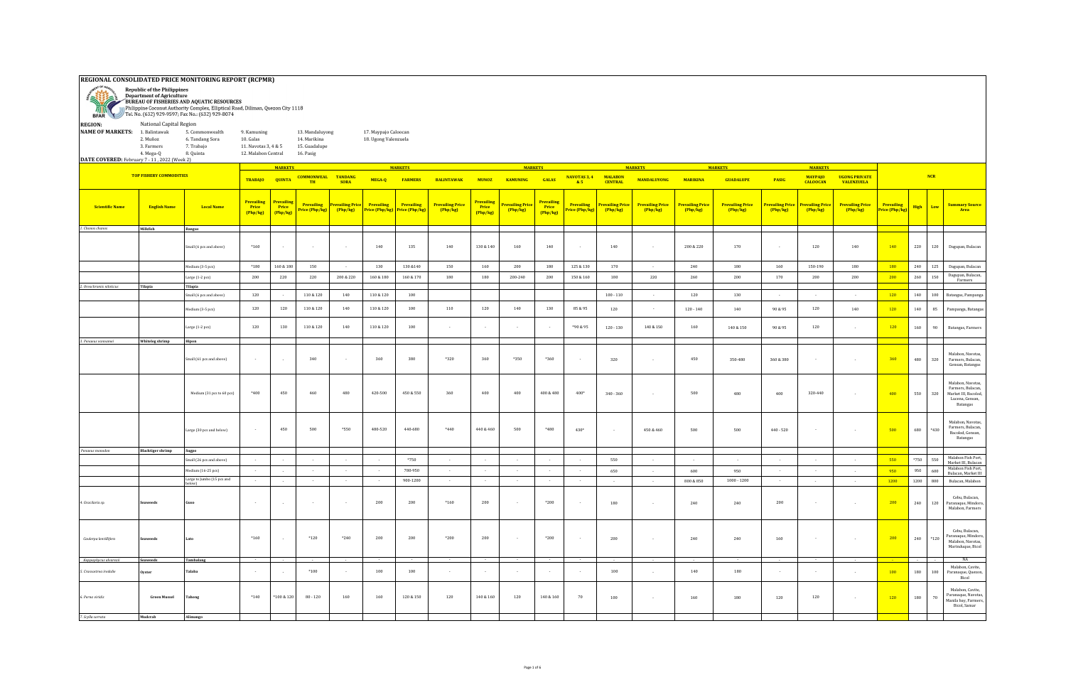# REGIONAL CONSOLIDATED PRICE MONITORING REPORT (RCPMR)

**Republic of the Philippines**
**Department of Agriculture**
**BUREAU OF FISHERIES AND AQUATIC RESOURCES**
Philippine Coconut Authority Complex, Elliptical Road, Diliman, Quezon City 1118
Tel. No. (632) 929-9597; Fax No.: (632) 929-8074

**REGION:** National Capital Region

**NAME OF MARKETS:**
1. Balintawak
2. Muñoz
3. Farmers
4. Mega-Q
5. Commonwealth
6. Tandang Sora
7. Trabajo
8. Quinta
9. Kamuning
10. Galas
11. Navotas 3, 4 & 5
12. Malabon Central
13. Mandaluyong
14. Marikina
15. Guadalupe
16. Pasig
17. Maypajo Caloocan
18. Ugong Valenzuela

**DATE COVERED:** February 7 - 11, 2022 (Week 2)

| TOP FISHERY COMMODITIES | | | TRABAJO | QUINTA | COMMONWEALTH | TANDANG SORA | MEGA-Q | FARMERS | BALINTAWAK | MUNOZ | KAMUNING | GALAS | NAVOTAS 3, 4 & 5 | MALABON CENTRAL | MANDALUYONG | MARIKINA | GUADALUPE | PASIG | MAYPAJO CALOOCAN | UGONG PRIVATE VALENZUELA | NCR | | | |
|---|---|---|---|---|---|---|---|---|---|---|---|---|---|---|---|---|---|---|---|---|---|---|---|---|
| Scientific Name | English Name | Local Name | Prevailing Price (Php/kg) | Prevailing Price (Php/kg) | Prevailing Price (Php/kg) | Prevailing Price (Php/kg) | Prevailing Price (Php/kg) | Prevailing Price (Php/kg) | Prevailing Price (Php/kg) | Prevailing Price (Php/kg) | Prevailing Price (Php/kg) | Prevailing Price (Php/kg) | Prevailing Price (Php/kg) | Prevailing Price (Php/kg) | Prevailing Price (Php/kg) | Prevailing Price (Php/kg) | Prevailing Price (Php/kg) | Prevailing Price (Php/kg) | Prevailing Price (Php/kg) | Prevailing Price (Php/kg) | Prevailing Price (Php/kg) | High | Low | Summary Source Area |
| 1. Chanos chanos | Milkfish | Bangus | | | | | | | | | | | | | | | | | | | | | | |
| | | Small (6 pcs and above) | *160 | - | - | - | 140 | 135 | 140 | 130 & 140 | 160 | 140 | - | 140 | - | 200 & 220 | 170 | - | 120 | 140 | 140 | 220 | 120 | Dagupan, Bulacan |
| | | Medium (3-5 pcs) | *180 | 160 & 180 | 150 | - | 130 | 130 &140 | 150 | 160 | 200 | 180 | 125 & 130 | 170 | - | 240 | 180 | 160 | 150-190 | 180 | 180 | 240 | 125 | Dagupan, Bulacan |
| | | Large (1-2 pcs) | 200 | 220 | 220 | 200 & 220 | 160 & 180 | 160 & 170 | 180 | 180 | 200-240 | 200 | 150 & 160 | 180 | 220 | 260 | 200 | 170 | 200 | 200 | 200 | 260 | 150 | Dagupan, Bulacan, Farmers |
| 2. Oreochromis niloticus | Tilapia | Tilapia | | | | | | | | | | | | | | | | | | | | | | |
| | | Small (6 pcs and above) | 120 | - | 110 & 120 | 140 | 110 & 120 | 100 | | | | | | 100 - 110 | - | 120 | 130 | - | - | - | 120 | 140 | 100 | Batangas, Pampanga |
| | | Medium (3-5 pcs) | 120 | 120 | 110 & 120 | 140 | 110 & 120 | 100 | 110 | 120 | 140 | 130 | 85 & 95 | 120 | - | 120 - 140 | 140 | 90 & 95 | 120 | 140 | 120 | 140 | 85 | Pampanga, Batangas |
| | | Large (1-2 pcs) | 120 | 130 | 110 & 120 | 140 | 110 & 120 | 100 | - | - | - | - | *90 & 95 | 120 - 130 | 140 & 150 | 160 | 140 & 150 | 90 & 95 | 120 | - | 120 | 160 | 90 | Batangas, Farmers |
| 3. Penaeus vannamei | Whiteleg shrimp | Hipon | | | | | | | | | | | | | | | | | | | | | | |
| | | Small (61 pcs and above) | - | - | 340 | - | 360 | 380 | *320 | 360 | *350 | *360 | - | 320 | - | 450 | 350-480 | 360 & 380 | - | - | 360 | 480 | 320 | Malabon, Navotas, Farmers, Bulacan, Gensan, Batangas |
| | | Medium (31 pcs to 60 pcs) | *400 | 450 | 460 | 480 | 420-500 | 450 & 550 | 360 | 400 | 400 | 400 & 480 | 400* | 340 - 360 | - | 500 | 480 | 400 | 320-440 | - | 400 | 550 | 320 | Malabon, Navotas, Farmers, Bulacan, Market III, Bacolod, Lucena, Gensan, Batangas |
| | | Large (30 pcs and below) | - | 450 | 500 | *550 | 480-520 | 440-680 | *440 | 440 & 460 | 500 | *480 | 430* | - | 450 & 460 | 500 | 500 | 440 - 520 | - | - | 500 | 680 | *430 | Malabon, Navotas, Farmers, Bulacan, Bacolod, Gensan, Batangas |
| Penaeus monodon | Blacktiger shrimp | Sugpo | | | | | | | | | | | | | | | | | | | | | | |
| | | Small (26 pcs and above) | - | - | - | - | - | *750 | - | - | - | - | - | 550 | - | - | - | - | - | - | 550 | *750 | 550 | Malabon Fish Port, Market III, Bulacan |
| | | Medium (16-25 pcs) | - | - | - | - | - | 780-950 | - | - | - | - | - | 650 | - | 600 | 950 | - | - | - | 950 | 950 | 600 | Malabon Fish Port, Bulacan, Market III |
| | | Large to Jumbo (15 pcs and below) | - | - | - | - | - | 900-1200 | - | - | - | - | - | - | - | 800 & 850 | 1000 - 1200 | - | - | - | 1200 | 1200 | 800 | Bulacan, Malabon |
| 4. Gracilaria sp. | Seaweeds | Guso | - | - | - | - | 200 | 200 | *160 | 200 | - | *200 | - | 180 | - | 240 | 240 | 200 | - | - | 200 | 240 | 120 | Cebu, Bulacan, Paranaque, Mindoro, Malabon, Farmers |
| Caulerpa lentillifera | Seaweeds | Lato | *160 | - | *120 | *240 | 200 | 200 | *200 | 200 | - | *200 | - | 200 | - | 240 | 240 | 160 | - | - | 200 | 240 | *120 | Cebu, Bulacan, Malabon, Navotas, Marinduque, Bicol |
| Kappaphycus alvarezii | Seaweeds | Tambalang | - | - | - | - | - | - | - | - | - | - | - | - | - | - | - | - | - | - | - | - | - | NA |
| 5. Crassostrea iredalie | Oyster | Talaba | - | - | *100 | - | 100 | 100 | - | - | - | - | - | 100 | - | 140 | 180 | - | - | - | 100 | 180 | 100 | Malabon, Cavite, Paranaque, Quezon, Bicol |
| 6. Perna viridis | Green Mussel | Tahong | *140 | *100 & 120 | 80 - 120 | 160 | 160 | 120 & 150 | 120 | 140 & 160 | 120 | 140 & 160 | 70 | 100 | - | 160 | 180 | 120 | 120 | - | 120 | 180 | 70 | Malabon, Cavite, Paranaque, Navotas, Manila bay, Farmers, Bicol, Samar |
| 7. Scylla serrata | Mudcrab | Alimango | | | | | | | | | | | | | | | | | | | | | | |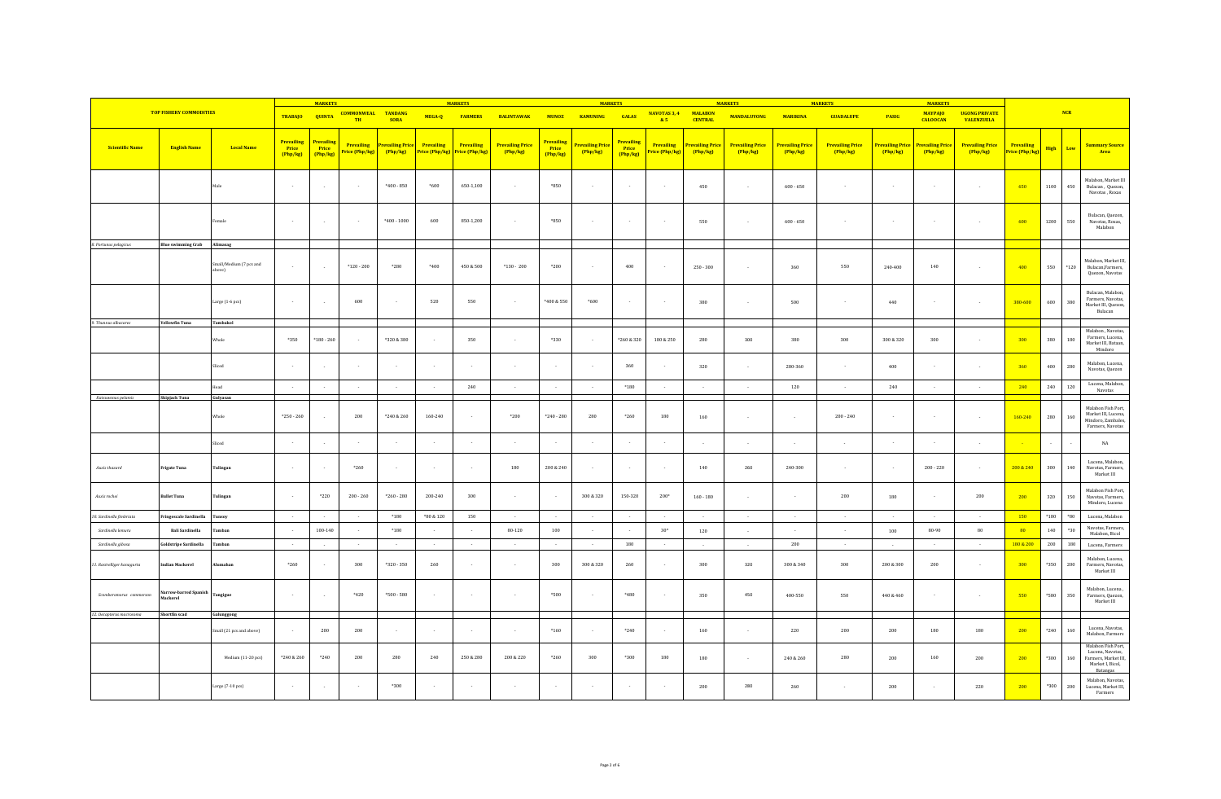| TOP FISHERY COMMODITIES | | | MARKETS | | | | | | | | | | | | | | | | | | | | NCR | | | |
|---|---|---|---|---|---|---|---|---|---|---|---|---|---|---|---|---|---|---|---|---|---|---|---|---|---|---|
| | | | TRABAJO | QUINTA | COMMONWEALTH | TANDANG SORA | MEGA-Q | FARMERS | BALINTAWAK | MUNOZ | KAMUNING | GALAS | NAVOTAS 3, 4 & 5 | MALABON CENTRAL | MANDALUYONG | MARIKINA | GUADALUPE | PASIG | MAYPAJO CALOOCAN | UGONG PRIVATE VALENZUELA | | | | |
| Scientific Name | English Name | Local Name | Prevailing Price (Php/kg) | Prevailing Price (Php/kg) | Prevailing Price (Php/kg) | Prevailing Price (Php/kg) | Prevailing Price (Php/kg) | Prevailing Price (Php/kg) | Prevailing Price (Php/kg) | Prevailing Price (Php/kg) | Prevailing Price (Php/kg) | Prevailing Price (Php/kg) | Prevailing Price (Php/kg) | Prevailing Price (Php/kg) | Prevailing Price (Php/kg) | Prevailing Price (Php/kg) | Prevailing Price (Php/kg) | Prevailing Price (Php/kg) | Prevailing Price (Php/kg) | Prevailing Price (Php/kg) | Prevailing Price (Php/kg) | High | Low | Summary Source Area |
| | | Male | - | - | - | *400 - 850 | *600 | 650-1,100 | - | *850 | - | - | - | 450 | - | 600 - 650 | - | - | - | - | 650 | 1100 | 450 | Malabon, Market III Bulacan , Quezon, Navotas , Roxas |
| | | Female | - | - | - | *400 - 1000 | 600 | 850-1,200 | - | *850 | - | - | - | 550 | - | 600 - 650 | - | - | - | - | 600 | 1200 | 550 | Bulacan, Quezon, Navotas, Roxas, Malabon |
| 8. Portunus pelagicus | Blue swimming Crab | Alimasag | | | | | | | | | | | | | | | | | | | | | | |
| | | Small/Medium (7 pcs and above) | - | - | *120 - 200 | *200 | *400 | 450 & 500 | *130 - 200 | *200 | - | 400 | - | 250 - 300 | - | 360 | 550 | 240-400 | 140 | - | 400 | 550 | *120 | Malabon, Market III, Bulacan,Farmers, Quezon, Navotas |
| | | Large (1-6 pcs) | - | - | 600 | - | 520 | 550 | - | *400 & 550 | *600 | - | - | 380 | - | 500 | - | 440 | - | - | 380-600 | 600 | 380 | Bulacan, Malabon, Farmers, Navotas, Market III, Quezon, Bulacan |
| 9. Thunnus albacares | Yellowfin Tuna | Tambakol | | | | | | | | | | | | | | | | | | | | | | |
| | | Whole | *350 | *180 - 260 | - | *320 & 380 | - | 350 | - | *330 | - | *260 & 320 | 180 & 250 | 280 | 300 | 380 | 300 | 300 & 320 | 300 | - | 300 | 380 | 180 | Malabon , Navotas, Farmers, Lucena, Market III, Bataan, Mindoro |
| | | Sliced | - | - | - | - | - | - | - | - | - | 360 | - | 320 | - | 280-360 | - | 400 | - | - | 360 | 400 | 280 | Malabon, Lucena, Navotas, Quezon |
| | | Head | - | - | - | - | - | 240 | - | - | - | *180 | - | - | - | 120 | - | 240 | - | - | 240 | 240 | 120 | Lucena, Malabon, Navotas |
| Katsuwonus pelamis | Skipjack Tuna | Gulyasan | | | | | | | | | | | | | | | | | | | | | | |
| | | Whole | *250 - 260 | - | 200 | *240 & 260 | 160-240 | - | *200 | *240 - 280 | 280 | *260 | 180 | 160 | - | - | 200 - 240 | - | - | - | 160-240 | 280 | 160 | Malabon Fish Port, Market III, Lucena, Mindoro, Zambales, Farmers, Navotas |
| | | Sliced | - | - | - | - | - | - | - | - | - | - | - | - | - | - | - | - | - | - | - | - | - | NA |
| Auxis thazard | Frigate Tuna | Tulingan | - | - | *260 | - | - | - | 180 | 200 & 240 | - | - | - | 140 | 260 | 240-300 | - | - | 200 - 220 | - | 200 & 240 | 300 | 140 | Lucena, Malabon, Navotas, Farmers, Market III |
| Auxis rochei | Bullet Tuna | Tulingan | - | *220 | 200 - 260 | *260 - 280 | 200-240 | 300 | - | - | 300 & 320 | 150-320 | 200* | 160 - 180 | - | - | 200 | 180 | - | 200 | 200 | 320 | 150 | Malabon Fish Port, Navotas, Farmers, Mindoro, Lucena |
| 10. Sardinella fimbriata | Fringescale Sardinella | Tunsoy | - | - | - | *180 | *80 & 120 | 150 | - | - | - | - | - | - | - | - | - | - | - | - | 150 | *180 | *80 | Lucena, Malabon |
| Sardinella lemuru | Bali Sardinella | Tamban | - | 100-140 | - | *180 | - | - | 80-120 | 100 | - | - | 30* | 120 | - | - | - | 100 | 80-90 | 80 | 80 | 140 | *30 | Navotas, Farmers, Malabon, Bicol |
| Sardinella gibosa | Goldstripe Sardinella | Tamban | - | - | - | - | - | - | - | - | - | 180 | - | - | - | 200 | - | - | - | - | 180 & 200 | 200 | 180 | Lucena, Farmers |
| 11. Rastrelliger kanagurta | Indian Mackerel | Alumahan | *260 | - | 300 | *320 - 350 | 260 | - | - | 300 | 300 & 320 | 260 | - | 300 | 320 | 300 & 340 | 300 | 200 & 300 | 200 | - | 300 | *350 | 200 | Malabon, Lucena, Farmers, Navotas, Market III |
| Scomberomorus commerson | Narrow-barred Spanish Mackerel | Tangigue | - | - | *420 | *500 - 580 | - | - | - | *500 | - | *480 | - | 350 | 450 | 400-550 | 550 | 440 & 460 | - | - | 550 | *580 | 350 | Malabon, Lucena , Farmers, Quezon, Market III |
| 12. Decapterus macrosoma | Shortfin scad | Galunggong | | | | | | | | | | | | | | | | | | | | | | |
| | | Small (21 pcs and above) | - | 200 | 200 | - | - | - | - | *160 | - | *240 | - | 160 | - | 220 | 200 | 200 | 180 | 180 | 200 | *240 | 160 | Lucena, Navotas, Malabon, Farmers |
| | | Medium (11-20 pcs) | *240 & 260 | *240 | 200 | 280 | 240 | 250 & 280 | 200 & 220 | *260 | 300 | *300 | 180 | 180 | - | 240 & 260 | 280 | 200 | 160 | 200 | 200 | *300 | 160 | Malabon Fish Port, Lucena, Navotas, Farmers, Market III, Market I, Bicol, Batangas |
| | | Large (7-10 pcs) | - | - | - | *300 | - | - | - | - | - | - | - | 200 | 280 | 260 | - | 200 | - | 220 | 200 | *300 | 200 | Malabon, Navotas, Lucena, Market III, Farmers |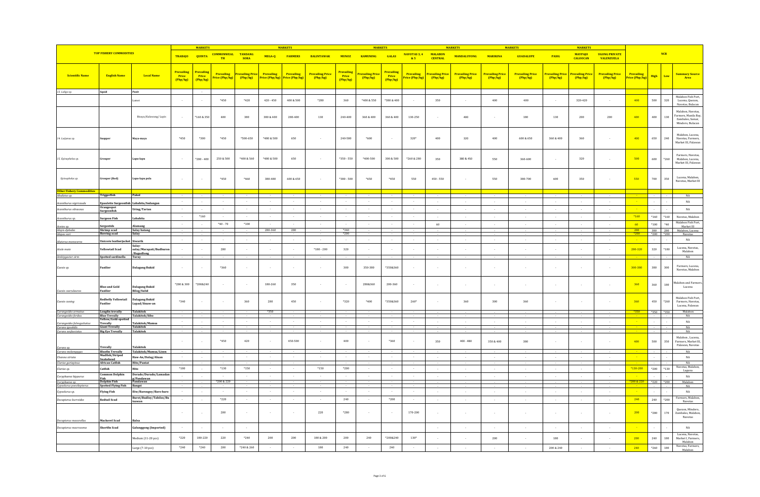| TOP FISHERY COMMODITIES | | | TRABAJO | QUINTA | COMMONWEALTH | TANDANG SORA | MEGA-Q | FARMERS | BALINTAWAK | MUNOZ | KAMUNING | GALAS | NAVOTAS 3, 4 & 5 | MALABON CENTRAL | MANDALUYONG | MARIKINA | GUADALUPE | PASIG | MAYPAJO CALOOCAN | UGONG PRIVATE VALENZUELA | NCR | | | |
|---|---|---|---|---|---|---|---|---|---|---|---|---|---|---|---|---|---|---|---|---|---|---|---|---|
| Scientific Name | English Name | Local Name | Prevailing Price (Php/kg) | Prevailing Price (Php/kg) | Prevailing Price (Php/kg) | Prevailing Price (Php/kg) | Prevailing Price (Php/kg) | Prevailing Price (Php/kg) | Prevailing Price (Php/kg) | Prevailing Price (Php/kg) | Prevailing Price (Php/kg) | Prevailing Price (Php/kg) | Prevailing Price (Php/kg) | Prevailing Price (Php/kg) | Prevailing Price (Php/kg) | Prevailing Price (Php/kg) | Prevailing Price (Php/kg) | Prevailing Price (Php/kg) | Prevailing Price (Php/kg) | Prevailing Price (Php/kg) | Prevailing Price (Php/kg) | High | Low | Summary Source Area |
| 13. Loligo sp. | Squid | Pusit | | - | | | | | | | | | | | | | | | | | | | | |
| | | Lumot | - | - | *450 | *420 | 420 - 450 | 400 & 500 | *280 | 360 | *400 & 550 | *380 & 400 | - | 350 | - | 400 | 400 | - | 320-420 | - | 400 | 500 | 320 | Malabon Fish Port, Lucena, Quezon, Navotas, Bulacan |
| | | Bisaya/Kalawang/ Lapis | - | *160 & 250 | 400 | 380 | 380 & 400 | 280-400 | 130 | 240-400 | 360 & 400 | 360 & 400 | 130-250 | - | 400 | - | 180 | 130 | 200 | 200 | 400 | 400 | 130 | Malabon, Navotas, Farmers, Manila Bay, Zambales, Samar, Mindoro, Bulacan |
| 14. Lutjanus sp. | Snapper | Maya-maya | *450 | *300 | *450 | *500-650 | *400 & 500 | 650 | - | 240-580 | *600 | - | 320* | 400 | 320 | 400 | 600 & 650 | 360 & 400 | 360 | - | 400 | 650 | 240 | Malabon, Lucena, Navotas, Farmers, Market III, Palawan |
| 15. Epinephelus sp. | Grouper | Lapu-lapu | - | *280 - 400 | 250 & 500 | *400 & 560 | *400 & 500 | 650 | - | *350 - 550 | *400-500 | 300 & 500 | *260 & 280 | 350 | 380 & 450 | 550 | 360-600 | - | 320 | - | 500 | 600 | *260 | Farmers, Navotas, Malabon, Lucena, Market III, Palawan |
| Epinephelus sp. | Grouper (Red) | Lapu-lapu pula | - | - | *450 | *460 | 380-400 | 600 & 650 | - | *380 - 500 | *650 | *450 | 550 | 450 - 550 | - | 550 | 380-700 | 600 | 350 | - | 550 | 700 | 350 | Lucena, Malabon, Navotas, Market III |
| Other Fishery Commodities | | | | | | | | | | | | | | | | | | | | | | | | |
| Abalistes sp. | Triggerfish | Pakol | - | - | - | - | - | - | - | - | - | - | - | - | - | - | - | - | - | - | - | - | - | NA |
| Acanthurus nigricauda | Epaulette Surgeonfish | Labahita/Indangan | - | - | - | - | - | - | - | - | - | - | - | - | - | - | - | - | - | - | - | - | - | NA |
| Acanthurus olivaceus | Orangespot Surgeonfish | Uring/Tarian | - | - | - | - | - | - | - | - | - | - | - | - | - | - | - | - | - | - | - | - | - | NA |
| Acanthurus sp. | Surgeon Fish | Labahita | - | *160 | - | - | - | - | - | - | - | - | - | - | - | - | - | - | - | - | *160 | *160 | *160 | Navotas, Malabon |
| Acetes sp. | Sergestids | Alamang | - | - | *40 - 70 | *100 | - | - | - | - | - | - | - | 60 | - | - | - | - | - | - | 60 | *100 | *40 | Malabon Fish Port, Market III |
| Alepis djebaba | Shrimp scad | Salay batang | - | - | - | - | 280-360 | 280 | - | *340 | - | - | - | - | - | - | - | - | - | - | 280 | 380 | 280 | Malabon, Lucena |
| Alepes vari | Herring scad | Salay | - | - | - | - | - | - | - | *200 | - | - | - | - | - | - | - | - | - | - | *200 | *200 | *200 | Navotas |
| Aluterus monoceros | Unicorn leatherjacket | Siwarik | - | - | - | - | - | - | - | - | - | - | - | - | - | - | - | - | - | - | - | - | - | NA |
| Atule mate | Yellowtail Scad | Salay-salay/Marapati/Budburon/Bagudlong | - | - | 280 | - | - | - | *180 - 200 | 320 | - | - | - | - | - | - | - | - | - | - | 280-320 | 320 | *180 | Lucena, Navotas, Malabon |
| Amblygaster sirm | Spotted sardinella | Turay | - | - | - | - | - | - | - | - | - | - | - | - | - | - | - | - | - | - | - | - | - | NA |
| Caesio sp. | Fusilier | Dalagang Bukid | - | - | *360 | - | - | - | - | 300 | 350-380 | *350&360 | - | - | - | - | - | - | - | - | 300-380 | 380 | 300 | Farmers, Lucena, Navotas, Malabon |
| Caesio caerulaurea | Blue and Gold Fusilier | Dalagang Bukid Bilog/Sulid | *280 & 300 | *200&240 | - | - | 180-260 | 350 | - | - | 280&360 | 280-360 | - | - | - | - | - | - | - | - | 360 | 360 | 180 | Malabon and Farmers, Lucena |
| Caesio cuning | Redbelly Yellowtail Fusilier | Dalagang Bukid Lapad/Sinaw-an | *340 | - | - | 360 | 280 | 450 | - | *320 | *400 | *350&360 | 260* | - | 360 | 300 | 360 | - | - | - | 360 | 450 | *260 | Malabon Fish Port, Farmers, Navotas, Lucena, Palawan |
| Carangoides armatus | Longfin trevally | Talakitok | - | - | - | - | *350 | - | - | - | - | - | - | - | - | - | - | - | - | - | *350 | *350 | *350 | Malabon |
| Carangoides ferdau | Blue Trevally | Talakitok/Sibo | - | - | - | - | - | - | - | - | - | - | - | - | - | - | - | - | - | - | - | - | - | NA |
| Carangoides fulvoguttatus | Yellow/Gold-spotted Trevally | Talakitok/Mamsa | - | - | - | - | - | - | - | - | - | - | - | - | - | - | - | - | - | - | - | - | - | NA |
| Caranx ignobilis | Giant Trevally | Talakitok | - | - | - | - | - | - | - | - | - | - | - | - | - | - | - | - | - | - | - | - | - | NA |
| Caranx sexfasciatus | Big Eye Trevally | Talakitok | - | - | - | - | - | - | - | - | - | - | - | - | - | - | - | - | - | - | - | - | - | NA |
| Caranx sp. | Trevally | Talakitok | - | - | *450 | 420 | - | 450-500 | - | 400 | - | *360 | - | 350 | 400 - 480 | 350 & 400 | 380 | - | - | - | 400 | 500 | 350 | Malabon , Lucena, Farmers, Market III, Palawan, Navotas |
| Caranx melampygus | Bluefin Trevally | Talakitok/Mamsa/Lison | - | - | - | - | - | - | - | - | - | - | - | - | - | - | - | - | - | - | - | - | - | NA |
| Channa striata | Mudfish/Striped Snakehead | Haw-An/Dalag/Aluan | - | - | - | - | - | - | - | - | - | - | - | - | - | - | - | - | - | - | - | - | - | NA |
| Clarias gariepinus | African Catfish | Hito/Pantat | - | - | - | - | - | - | - | - | - | - | - | - | - | - | - | - | - | - | - | - | - | NA |
| Clarias sp. | Catfish | Hito | *180 | - | *130 | *150 | - | - | *150 | *200 | - | - | - | - | - | - | - | - | - | - | *130-200 | *200 | *130 | Navotas, Malabon, Laguna |
| Coryphaena hippurus | Common Dolphin Fish | Dorado/Duradu/Lamadang/Pandawan | - | - | - | - | - | - | - | - | - | - | - | - | - | - | - | - | - | - | - | - | - | NA |
| Coryphaena sp. | Dolphin Fish | Pandawan | - | - | *200 & 220 | - | - | - | - | - | - | - | - | - | - | - | - | - | - | - | *200 & 220 | *220 | *200 | Malabon |
| Cypselurus poecilopterus | Spotted Flying Fish | Bangsi | - | - | - | - | - | - | - | - | - | - | - | - | - | - | - | - | - | - | - | - | - | NA |
| Cypselurus sp. | Flying Fish | Iliw/Barongoy/Baro-baro | - | - | - | - | - | - | - | - | - | - | - | - | - | - | - | - | - | - | - | - | - | NA |
| Decapterus kurroides | Redtail Scad | Burot/Budloy/Tabilos/Butuwan | - | - | *220 | - | - | - | - | 240 | - | *200 | - | - | - | - | - | - | - | - | 240 | 240 | *200 | Farmers, Malabon, Navotas |
| Decapterus macarellus | Mackerel Scad | Balsa | - | - | 200 | - | - | - | 220 | *280 | - | - | 170-200 | - | - | - | - | - | - | - | 200 | *280 | 170 | Quezon, Mindoro, Zambales, Malabon, Navotas |
| Decapterus macrosoma | Shortfin Scad | Galunggong (Imported) | - | - | - | - | | | | | | | | - | - | - | - | - | - | - | - | - | - | NA |
| | | Medium (11-20 pcs) | *220 | 180-220 | 220 | *240 | 200 | 200 | 180 & 200 | 200 | 240 | *200&240 | 130* | - | - | 200 | - | 180 | - | - | 200 | 240 | 180 | Lucena, Navotas, Market I, Farmers, Malabon |
| | | Large (7-10 pcs) | *240 | *240 | 200 | *240 & 260 | - | - | 180 | 240 | - | 240 | - | - | - | - | - | 200 & 240 | - | - | 240 | *260 | 180 | Navotas, Farmers, Malabon |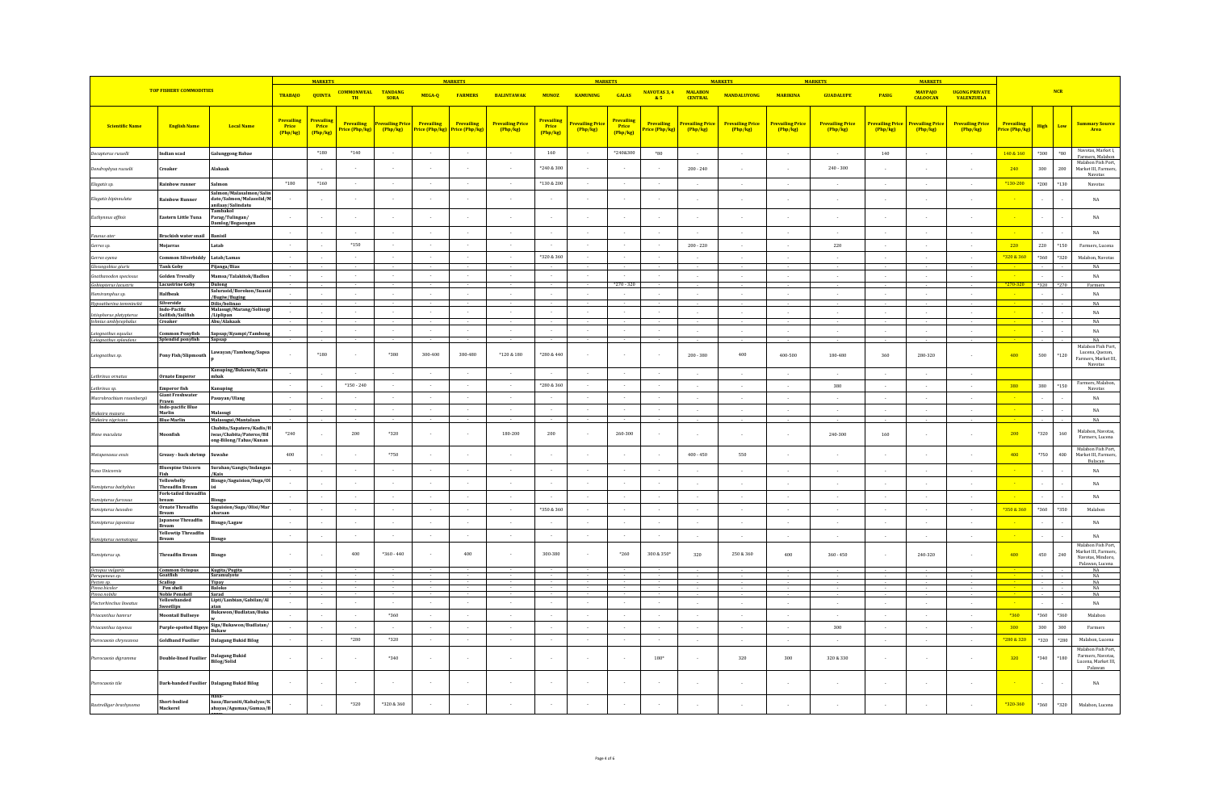| TOP FISHERY COMMODITIES | | | MARKETS | | | | | | | | | | | | | | | | | | | NCR | | | |
|---|---|---|---|---|---|---|---|---|---|---|---|---|---|---|---|---|---|---|---|---|---|---|---|---|---|
| | | | TRABAJO | QUINTA | COMMONWEALTH | TANDANG SORA | MEGA-Q | FARMERS | BALINTAWAK | MUNOZ | KAMUNING | GALAS | NAVOTAS 3, 4 & 5 | MALABON CENTRAL | MANDALUYONG | MARIKINA | GUADALUPE | PASIG | MAYPAJO CALOOCAN | UGONG PRIVATE VALENZUELA | | | | |
| Scientific Name | English Name | Local Name | Prevailing Price (Php/kg) | Prevailing Price (Php/kg) | Prevailing Price (Php/kg) | Prevailing Price (Php/kg) | Prevailing Price (Php/kg) | Prevailing Price (Php/kg) | Prevailing Price (Php/kg) | Prevailing Price (Php/kg) | Prevailing Price (Php/kg) | Prevailing Price (Php/kg) | Prevailing Price (Php/kg) | Prevailing Price (Php/kg) | Prevailing Price (Php/kg) | Prevailing Price (Php/kg) | Prevailing Price (Php/kg) | Prevailing Price (Php/kg) | Prevailing Price (Php/kg) | Prevailing Price (Php/kg) | Prevailing Price (Php/kg) | High | Low | Summary Source Area |
| Decapterus russelli | Indian scad | Galunggong Babae | | *180 | *140 | - | - | - | - | 160 | - | *240&300 | *80 | - | - | - | - | 140 | - | - | 140 & 160 | *300 | *80 | Navotas, Market I, Farmers, Malabon |
| Dendrophysa russelli | Croaker | Alakaak | | - | - | - | - | - | - | *240 & 300 | - | - | - | 200 - 240 | - | - | 240 - 300 | - | - | - | 240 | 300 | 200 | Malabon Fish Port, Market III, Farmers, Navotas |
| Elagatis sp. | Rainbow runner | Salmon | *180 | *160 | - | - | - | - | - | *130 & 200 | - | - | - | - | - | - | - | - | - | - | *130-200 | *200 | *130 | Navotas |
| Elagatis bipinnulata | Rainbow Runner | Salmon/Malasalmon/Salindato/Salmon/Malasolid/Manilaay/Salindatu | - | - | - | - | - | - | - | - | - | - | - | - | - | - | - | - | - | - | - | - | - | NA |
| Euthynnus affinis | Eastern Little Tuna | Tambakol Parag/Tulingan/Damlog/Bogaongan | - | - | - | - | - | - | - | - | - | - | - | - | - | - | - | - | - | - | - | - | - | NA |
| Fauxus ater | Brackish water snail | Banisil | - | - | - | - | - | - | - | - | - | - | - | - | - | - | - | - | - | - | - | - | - | NA |
| Gerres sp. | Mojarras | Latab | - | - | *150 | - | - | - | - | - | - | - | - | 200 - 220 | - | - | 220 | - | - | - | 220 | 220 | *150 | Farmers, Lucena |
| Gerres oyena | Common Silverbiddy | Latab/Lamas | - | - | - | - | - | - | - | *320 & 360 | - | - | - | - | - | - | - | - | - | - | *320 & 360 | *360 | *320 | Malabon, Navotas |
| Glossogobius giuris | Tank Goby | Pijanga/Bias | - | - | - | - | - | - | - | - | - | - | - | - | - | - | - | - | - | - | - | - | - | NA |
| Gnathanodon speciosus | Golden Trevally | Mamsa/Talakitok/Badlon | - | - | - | - | - | - | - | - | - | - | - | - | - | - | - | - | - | - | - | - | - | NA |
| Gobiopterus lacustris | Lacustrine Goby | Dulong | - | - | - | - | - | - | - | - | - | *270 - 320 | - | - | - | - | - | - | - | - | *270-320 | *320 | *270 | Farmers |
| Hemiramphus sp. | Halfbeak | Salurasid/Borokon/Suasid/Bugiw/Buging | - | - | - | - | - | - | - | - | - | - | - | - | - | - | - | - | - | - | - | - | - | NA |
| Hypoatherina temminckii | Silverside | Dilis/bolinao | - | - | - | - | - | - | - | - | - | - | - | - | - | - | - | - | - | - | - | - | - | NA |
| Istiophorus platypterus | Indo-Pacific Sailfish/Sailfish | Malasugi/Marang/Solisogi/Liplipan | - | - | - | - | - | - | - | - | - | - | - | - | - | - | - | - | - | - | - | - | - | NA |
| Johnius amblycephalus | Croaker | Abu/Alakaak | - | - | - | - | - | - | - | - | - | - | - | - | - | - | - | - | - | - | - | - | - | NA |
| Leiognathus equulus | Common Ponyfish | Sapsap/Kyampi/Tambong | - | - | - | - | - | - | - | - | - | - | - | - | - | - | - | - | - | - | - | - | - | NA |
| Leiognathus splendens | Splendid ponyfish | Sapsap | - | - | - | - | - | - | - | - | - | - | - | - | - | - | - | - | - | - | - | - | - | NA |
| Leiognathus sp. | Pony Fish/Slipmouth | Lawayan/Tambong/Sapsap | - | *180 | - | *380 | 300-400 | 300-480 | *120 & 180 | *280 & 440 | - | - | - | 200 - 380 | 400 | 400-500 | 180-480 | 360 | 200-320 | - | 400 | 500 | *120 | Malabon Fish Port, Lucena, Quezon, Farmers, Market III, Navotas |
| Lethrinus ornatus | Ornate Emperor | Kanuping/Bakawin/Katambak | - | - | - | - | - | - | - | - | - | - | - | - | - | - | - | - | - | - | | | | |
| Lethrinus sp. | Emperor fish | Kanuping | - | - | *150 - 240 | - | - | - | - | *280 & 360 | - | - | - | - | - | - | 380 | - | - | - | 380 | 380 | *150 | Farmers, Malabon, Navotas |
| Macrobrachium rosenbergii | Giant Freshwater Prawn | Pasayan/Ulang | - | - | - | - | - | - | - | - | - | - | - | - | - | - | - | - | - | - | - | - | - | NA |
| Makaira mazara | Indo-pacific Blue Marlin | Malasugi | - | - | - | - | - | - | - | - | - | - | - | - | - | - | - | - | - | - | - | - | - | NA |
| Makaira nigricans | Blue Marlin | Malasugui/Mantalaan | - | - | - | - | - | - | - | - | - | - | - | - | - | - | - | - | - | - | - | - | - | NA |
| Mene maculata | Moonfish | Chabita/Sapatero/Kadis/Hiwas/Chabita/Pateros/Bilong-Bilong/Tabas/Kunan | *240 | - | 200 | *320 | - | - | 180-200 | 200 | - | 260-300 | - | - | - | - | 240-300 | 160 | - | - | 200 | *320 | 160 | Malabon, Navotas, Farmers, Lucena |
| Metapenaeus ensis | Greasy - back shrimp | Suwahe | 400 | - | - | *750 | - | - | - | - | - | - | - | 400 - 450 | 550 | - | - | - | - | - | 400 | *750 | 400 | Malabon Fish Port, Market III, Farmers, Bulacan |
| Naso Unicornis | Bluespine Unicorn Fish | Surahan/Gangis/Indangan/Kais | - | - | - | - | - | - | - | - | - | - | - | - | - | - | - | - | - | - | - | - | - | NA |
| Nemipterus bathybius | Yellowbelly Threadfin Bream | Bisugo/Saguision/Suga/Olisi | - | - | - | - | - | - | - | - | - | - | - | - | - | - | - | - | - | - | - | - | - | NA |
| Nemipterus furcosus | Fork-tailed threadfin bream | Bisugo | - | - | - | - | - | - | - | - | - | - | - | - | - | - | - | - | - | - | - | - | - | NA |
| Nemipterus hexodon | Ornate Threadfin Bream | Saguision/Suga/Olisi/Marabaraan | - | - | - | - | - | - | - | *350 & 360 | - | - | - | - | - | - | - | - | - | - | *350 & 360 | *360 | *350 | Malabon |
| Nemipterus japonicus | Japanese Threadfin Bream | Bisugo/Lagaw | - | - | - | - | - | - | - | - | - | - | - | - | - | - | - | - | - | - | - | - | - | NA |
| Nemipterus nematopus | Yellowtip Threadfin Bream | Bisugo | - | - | - | - | - | - | - | - | - | - | - | - | - | - | - | - | - | - | - | - | - | NA |
| Nemipterus sp. | Threadfin Bream | Bisugo | - | - | 400 | *360 - 440 | - | 400 | - | 300-380 | - | *260 | 300 & 350* | 320 | 250 & 360 | 400 | 360 - 450 | - | 240-320 | - | 400 | 450 | 240 | Malabon Fish Port, Market III, Farmers, Navotas, Mindoro, Palawan, Lucena |
| Octopus vulgaris | Common Octopus | Kugita/Pugita | - | - | - | - | - | - | - | - | - | - | - | - | - | - | - | - | - | - | - | - | - | NA |
| Parupeneus sp. | Goatfish | Saramulyete | - | - | - | - | - | - | - | - | - | - | - | - | - | - | - | - | - | - | - | - | - | NA |
| Pecten sp. | Scallop | Tipay | - | - | - | - | - | - | - | - | - | - | - | - | - | - | - | - | - | - | - | - | - | NA |
| Pinna bicolor | Pen shell | Baloko | - | - | - | - | - | - | - | - | - | - | - | - | - | - | - | - | - | - | - | - | - | NA |
| Pinna nobilis | Noble Penshell | Sarad | - | - | - | - | - | - | - | - | - | - | - | - | - | - | - | - | - | - | - | - | - | NA |
| Plectorhinchus lineatus | Yellowbanded Sweetlips | Lipti/Lanbian/Gabilan/Alatan | - | - | - | - | - | - | - | - | - | - | - | - | - | - | - | - | - | - | - | - | - | NA |
| Priacanthus hamrur | Moontail Bullseye | Bukawon/Budlatan/Bukaw | - | - | - | *360 | - | - | - | - | - | - | - | - | - | - | - | - | - | - | *360 | *360 | *360 | Malabon |
| Priacanthus tayenus | Purple-spotted Bigeye | Siga/Bukawon/Budlatan/Bukaw | - | - | - | - | - | - | - | - | - | - | - | - | - | - | 300 | - | - | - | 300 | 300 | 300 | Farmers |
| Pterocaesio chrysozona | Goldband Fusilier | Dalagang Bukid Bilog | - | - | *280 | *320 | - | - | - | - | - | - | - | - | - | - | - | - | - | - | *280 & 320 | *320 | *280 | Malabon, Lucena |
| Pterocaesio digramma | Double-lined Fusilier | Dalagang Bukid Bilog/Solid | - | - | - | *340 | - | - | - | - | - | - | 180* | - | 320 | 300 | 320 & 330 | - | - | - | 320 | *340 | *180 | Malabon Fish Port, Farmers, Navotas, Lucena, Market III, Palawan |
| Pterocaesio tile | Dark-banded Fusilier | Dalagang Bukid Bilog | - | - | - | - | - | - | - | - | - | - | - | - | - | - | - | - | - | - | - | - | - | NA |
| Rastrelliger brachysoma | Short-bodied Mackerel | Hasa-hasa/Baraniti/Kabalyas/Kabayas/Agumaa/Gumaa/B... | - | - | *320 | *320 & 360 | - | - | - | - | - | - | - | - | - | - | - | - | - | - | *320-360 | *360 | *320 | Malabon, Lucena |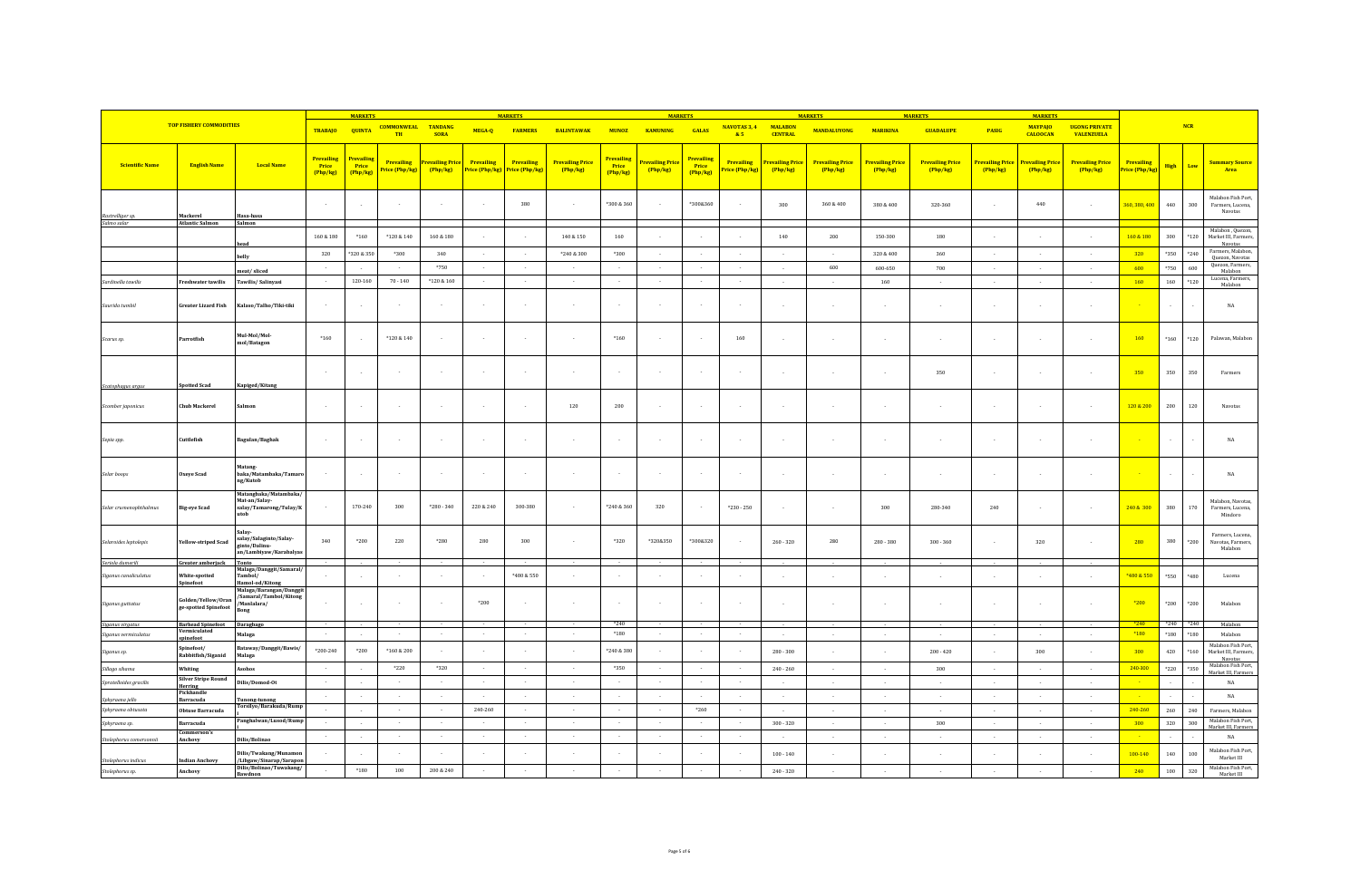| TOP FISHERY COMMODITIES | | | MARKETS | | | | | MARKETS | | | MARKETS | | | | MARKETS | | MARKETS | | | MARKETS | | NCR | | | |
|---|---|---|---|---|---|---|---|---|---|---|---|---|---|---|---|---|---|---|---|---|---|---|---|---|---|
| | | | TRABAJO | QUINTA | COMMONWEALTH | TANDANG SORA | MEGA-Q | FARMERS | BALINTAWAK | MUNOZ | KAMUNING | GALAS | NAVOTAS 3, 4 & 5 | MALABON CENTRAL | MANDALUYONG | MARIKINA | GUADALUPE | PASIG | MAYPAJO CALOOCAN | UGONG PRIVATE VALENZUELA | | | | |
| Scientific Name | English Name | Local Name | Prevailing Price (Php/kg) | Prevailing Price (Php/kg) | Prevailing Price (Php/kg) | Prevailing Price (Php/kg) | Prevailing Price (Php/kg) | Prevailing Price (Php/kg) | Prevailing Price (Php/kg) | Prevailing Price (Php/kg) | Prevailing Price (Php/kg) | Prevailing Price (Php/kg) | Prevailing Price (Php/kg) | Prevailing Price (Php/kg) | Prevailing Price (Php/kg) | Prevailing Price (Php/kg) | Prevailing Price (Php/kg) | Prevailing Price (Php/kg) | Prevailing Price (Php/kg) | Prevailing Price (Php/kg) | Prevailing Price (Php/kg) | High | Low | Summary Source Area |
| Rastrelliger sp. | Mackerel | Hasa-hasa | - | - | - | - | - | 380 | - | *300 & 360 | - | *300&360 | - | 300 | 360 & 400 | 300 & 400 | 320-360 | - | 440 | - | 360, 380, 400 | 440 | 300 | Malabon Fish Port, Farmers, Lucena, Navotas |
| Salmo salar | Atlantic Salmon | Salmon | | | | | | | | | | | | | | | | | | | | | | |
| | | head | 160 & 180 | *160 | *120 & 140 | 160 & 180 | - | - | 140 & 150 | 160 | - | - | - | 140 | 200 | 150-300 | 180 | - | - | - | 160 & 180 | 300 | *120 | Malabon , Quezon, Market III, Farmers, Navotas |
| | | belly | 320 | *320 & 350 | *300 | 340 | - | - | *240 & 300 | *300 | - | - | - | - | - | 320 & 400 | 360 | - | - | - | 320 | *350 | *240 | Farmers, Malabon, Quezon, Navotas |
| | | meat/ sliced | - | - | - | *750 | - | - | - | - | - | - | - | - | 600 | 600-650 | 700 | - | - | - | 600 | *750 | 600 | Quezon, Farmers, Malabon |
| Sardinella tawilis | Freshwater tawilis | Tawilis/ Salinyasi | - | 120-160 | 70 - 140 | *120 & 160 | - | - | - | - | - | - | - | - | - | 160 | - | - | - | - | 160 | 160 | *120 | Lucena, Farmers, Malabon |
| Saurida tumbil | Greater Lizard Fish | Kalaso/Talho/Tiki-tiki | - | - | - | - | - | - | - | - | - | - | - | - | - | - | - | - | - | - | - | - | - | NA |
| Scarus sp. | Parrotfish | Mul-Mol/Mol-mol/Batagon | *160 | - | *120 & 140 | - | - | - | - | *160 | - | - | 160 | - | - | - | - | - | - | - | 160 | *160 | *120 | Palawan, Malabon |
| Scatophagus argus | Spotted Scad | Kapiged/Kitang | - | - | - | - | - | - | - | - | - | - | - | - | - | - | 350 | - | - | - | 350 | 350 | 350 | Farmers |
| Scomber japonicus | Chub Mackerel | Salmon | - | - | - | - | - | - | 120 | 200 | - | - | - | - | - | - | - | - | - | - | 120 & 200 | 200 | 120 | Navotas |
| Sepia spp. | Cuttlefish | Bagulan/Baghak | - | - | - | - | - | - | - | - | - | - | - | - | - | - | - | - | - | - | - | - | - | NA |
| Selar boops | Oxeye Scad | Matang-baka/Matambaka/Tamarong/Kutob | - | - | - | - | - | - | - | - | - | - | - | - | - | - | - | - | - | - | - | - | - | NA |
| Selar crumenophthalmus | Big-eye Scad | Matangbaka/Matambaka/Mat-an/Salay-salay/Tamarong/Tulay/Kutob | - | 170-240 | 300 | *280 - 340 | 220 & 240 | 300-380 | - | *240 & 360 | 320 | - | *230 - 250 | - | - | 300 | 280-340 | 240 | - | - | 240 & 300 | 380 | 170 | Malabon, Navotas, Farmers, Lucena, Mindoro |
| Selaroides leptolepis | Yellow-striped Scad | Salay-salay/Salaginto/Salay-ginto/Dalinu-an/Lambiyaw/Karabalyas | 340 | *200 | 220 | *280 | 280 | 300 | - | *320 | *320&350 | *300&320 | - | 260 - 320 | 280 | 280 - 380 | 300 - 360 | - | 320 | - | 280 | 380 | *200 | Farmers, Lucena, Navotas, Farmers, Malabon |
| Seriola dumerili | Greater amberjack | Tonto | - | - | - | - | - | - | - | - | - | - | - | - | - | - | - | - | - | - | | | | |
| Siganus canaliculatus | White-spotted Spinefoot | Malaga/Danggit/Samaral/Tambol/Hamol-ad/Kitong | - | - | - | - | - | *400 & 550 | - | - | - | - | - | - | - | - | - | - | - | - | *400 & 550 | *550 | *400 | Lucena |
| Siganus guttatus | Golden/Yellow/Orange-spotted Spinefoot | Malaga/Barangan/Danggit/Samaral/Tambol/Kitong/Manlalara/Bong | - | - | - | - | *200 | - | - | - | - | - | - | - | - | - | - | - | - | - | *200 | *200 | *200 | Malabon |
| Siganus virgatus | Barhead Spinefoot | Daragbago | - | - | - | - | - | - | - | *240 | - | - | - | - | - | - | - | - | - | - | *240 | *240 | *240 | Malabon |
| Siganus vermiculatus | Vermiculated spinefoot | Malaga | - | - | - | - | - | - | - | *180 | - | - | - | - | - | - | - | - | - | - | *180 | *180 | *180 | Malabon |
| Siganus sp. | Spinefoot/Rabbitfish/Siganid | Balawis/Danggit/Bawis/Malaga | *200-240 | *200 | *160 & 200 | - | - | - | - | *240 & 300 | - | - | - | 280 - 300 | - | - | 200 - 420 | - | 300 | - | 300 | 420 | *160 | Malabon Fish Port, Market III, Farmers, Navotas |
| Sillago sihama | Whiting | Asohos | - | - | *220 | *320 | - | - | - | *350 | - | - | - | 240 - 260 | - | - | 300 | - | - | - | 240-300 | *220 | *350 | Malabon Fish Port, Market III, Farmers |
| Spratelloides gracilis | Silver Stripe Round Herring | Dilis/Domod-Ot | - | - | - | - | - | - | - | - | - | - | - | - | - | - | - | - | - | - | - | - | - | NA |
| Sphyraena jello | Pickhandle Barracuda | Tunong-tunong | - | - | - | - | - | - | - | - | - | - | - | - | - | - | - | - | - | - | - | - | - | NA |
| Sphyraena obtusata | Obtuse Barracuda | Torsilyo/Barakuda/Rumpi | - | - | - | - | 240-260 | - | - | - | - | *260 | - | - | - | - | - | - | - | - | 240-260 | 260 | 240 | Farmers, Malabon |
| Sphyraena sp. | Barracuda | Panghulwan/Lusod/Rumpi | - | - | - | - | - | - | - | - | - | - | - | 300 - 320 | - | - | 300 | - | - | - | 300 | 320 | 300 | Malabon Fish Port, Market III, Farmers |
| Stolephorus commersonnii | Commerson's Anchovy | Dilis/Bolinao | - | - | - | - | - | - | - | - | - | - | - | - | - | - | - | - | - | - | - | - | - | NA |
| Stolephorus indicus | Indian Anchovy | Dilis/Twakang/Munamon/Libgaw/Sinarap/Sarapon | - | - | - | - | - | - | - | - | - | - | - | 100 - 140 | - | - | - | - | - | - | 100-140 | 140 | 100 | Malabon Fish Port, Market III |
| Stolephorus sp. | Anchovy | Dilis/Bolinao/Tuwakang/Bawdnon | - | *180 | 100 | 200 & 240 | - | - | - | - | - | - | - | 240 - 320 | - | - | - | - | - | - | 240 | 100 | 320 | Malabon Fish Port, Market III |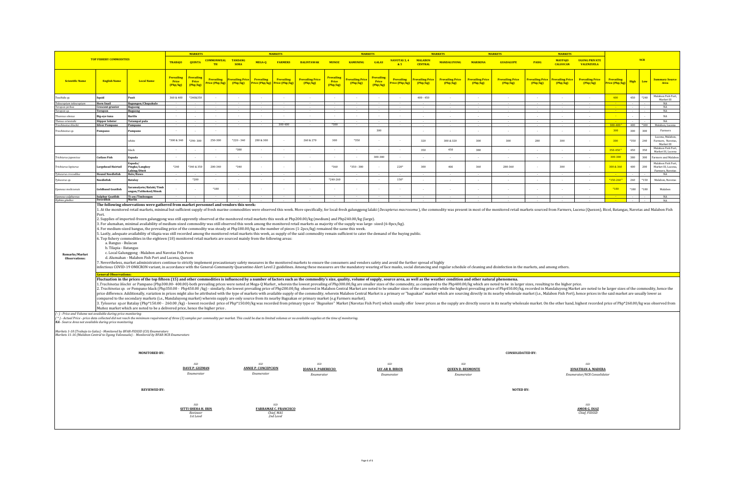| | | | MARKETS | | | | MARKETS | | | | MARKETS | | | | MARKETS | | | | MARKETS | | | | | |
|---|---|---|---|---|---|---|---|---|---|---|---|---|---|---|---|---|---|---|---|---|---|---|---|---|
| TOP FISHERY COMMODITIES | | | TRABAJO | QUINTA | COMMONWEALTH | TANDANG SORA | MEGA-Q | FARMERS | BALINTAWAK | MUNOZ | KAMUNING | GALAS | NAVOTAS 3, 4 & 5 | MALABON CENTRAL | MANDALUYONG | MARIKINA | GUADALUPE | PASIG | MAYPAJO CALOOCAN | UGONG PRIVATE VALENZUELA | NCR | | | |
| Scientific Name | English Name | Local Name | Prevailing Price (Php/kg) | Prevailing Price (Php/kg) | Prevailing Price (Php/kg) | Prevailing Price (Php/kg) | Prevailing Price (Php/kg) | Prevailing Price (Php/kg) | Prevailing Price (Php/kg) | Prevailing Price (Php/kg) | Prevailing Price (Php/kg) | Prevailing Price (Php/kg) | Prevailing Price (Php/kg) | Prevailing Price (Php/kg) | Prevailing Price (Php/kg) | Prevailing Price (Php/kg) | Prevailing Price (Php/kg) | Prevailing Price (Php/kg) | Prevailing Price (Php/kg) | Prevailing Price (Php/kg) | Prevailing Price (Php/kg) | High | Low | Summary Source Area |
| *Teuthida sp.* | Squid | Pusit | 360 & 400 | *240&350 | - | - | - | - | - | - | - | - | - | 400 - 450 | - | - | - | - | - | - | 400 | 450 | *240 | Malabon Fish Port, Market III |
| *Telescopium telescopium* | Horn Snail | Bagungon/Chupakulo | - | - | - | - | - | - | - | - | - | - | - | - | - | - | - | - | - | - | - | - | - | NA |
| *Terapon jarbua* | Crescent grunter | Bagaong | - | - | - | - | - | - | - | - | - | - | - | - | - | - | - | - | - | - | - | - | - | NA |
| *Terapon sp.* | Terapon | Bugaong | - | - | - | - | - | - | - | - | - | - | - | - | - | - | - | - | - | - | - | - | - | NA |
| *Thunnus obesus* | Big-eye tuna | Barilis | - | - | - | - | - | - | - | - | - | - | - | - | - | - | - | - | - | - | - | - | - | NA |
| *Thenus orientalis* | Slipper lobster | Tatampal pula | - | - | - | - | - | - | - | - | - | - | - | - | - | - | - | - | - | - | - | - | - | NA |
| *Trachinotus blochii* | Silver Pompano | Pompano | - | - | - | - | - | 300-400 | - | *300 | - | - | - | - | - | - | - | - | - | - | 300-400 [1] | 400 | *300 | Malabon, Lucena |
| *Trachinotus sp.* | Pompano | Pampano | - | - | - | - | - | - | - | - | - | 300 | - | - | - | - | - | - | - | - | 300 | 300 | 300 | Farmers |
| | | white | *300 & 340 | *290- 300 | 250-300 | *220 - 340 | 280 & 300 | - | 260 & 270 | 300 | *350 | - | - | 320 | 300 & 320 | 300 | 300 | 280 | 300 | - | 300 | *350 | 240 | Lucena, Malabon, Farmers, Navotas, Market III |
| | | black | - | - | - | *300 | - | - | - | - | - | - | - | 350 | 450 | 380 | - | - | - | - | 350-450 [1] | 450 | 350 | Malabon Fish Port, Market III, Lucena |
| *Trichiurus japonicus* | Cutlass Fish | Espada | - | - | - | - | - | - | - | - | - | 300-380 | - | - | - | - | - | - | - | - | 300-380 | 380 | 300 | Farmers and Malabon |
| *Trichiurus lepturus* | Largehead Hairtail | Espada/ Pingka/Langkoy Lahing/Diwit | *240 | *340 & 350 | 200-340 | *340 | - | - | - | *360 | *350 - 380 | - | 220* | 300 | 400 | 360 | 280-360 | - | 300 | - | 300 & 360 | 400 | 200 | Malabon Fish Port, Market III, Lucena, Farmers, Navotas |
| *Tylosurus crocodilus* | Hound Needlefish | Balo/Bawo | - | - | - | - | - | - | - | - | - | - | - | - | - | - | - | - | - | - | - | - | - | NA |
| *Tylosurus sp.* | Needlefish | Batalay | - | *200 | - | - | - | - | - | *240-260 | - | - | 150* | - | - | - | - | - | - | - | *150-260 [1] | 260 | *150 | Malabon, Navotas |
| *Upeneus moluccensis* | Goldband Goatfish | Saramulyete/Balaki/Timbungan/Talikokod/Hinok | - | - | *180 | - | - | - | - | - | - | - | - | - | - | - | - | - | - | - | *180 | *180 | *180 | Malabon |
| *Upeneus sulphureus* | Sulphur Goatfish | Ti-aw/Timbongan | - | - | - | - | - | - | - | - | - | - | - | - | - | - | - | - | - | - | - | - | - | NA |
| *Xiphias gladius* | Swordfish | Marlin | - | - | - | - | - | - | - | - | - | - | - | - | - | - | - | - | - | - | - | - | - | NA |

**Remarks/Market Observations:**

**The following observations were gathered from market personnel and vendors this week:**

1. At the monitored retail markets, minimal but sufficient supply of fresh marine commodities were observed this week. More specifically, for local-fresh galunggong lalaki (*Decapterus macrosoma* ), the commodity was present in most of the monitored retail markets sourced from Farmers, Lucena (Quezon), Bicol, Batangas, Navotas and Malabon Fish Port.
2. Supplies of imported-frozen galunggong was still apparently observed at the monitored retail markets this week at Php200.00/kg (medium) and Php240.00/kg (large).
3. For alumahan, minimal availability of medium-sized commodity was still observed this week among the monitored retail markets as majority of the supply was large- sized (6-8pcs/kg).
4. For medium-sized bangus, the prevailing price of the commodity was steady at Php180.00/kg as the number of pieces (1-2pcs/kg) remained the same this week.
5. Lastly, adequate availability of tilapia was still recorded among the monitored retail markets this week, as supply of the said commodity remain sufficient to cater the demand of the buying public.
6. Top fishery commodities in the eighteen (18) monitored retail markets are sourced mainly from the following areas:
   a. Bangus - Bulacan
   b. Tilapia - Batangas
   c. Local Galunggong - Malabon and Navotas Fish Ports
   d. Alumahan - Malabon Fish Port and Lucena, Quezon
7. Nevertheless, market administrators continue to strictly implement precautionary safety measures in the monitored markets to ensure the consumers and vendors safety and avoid the further spread of highly infectious COVID-19 OMICRON variant, in accordance with the General-Community Quarantine-Alert Level 2 guidelines. Among these measures are the mandatory wearing of face masks, social distancing and regular schedule of cleaning and disinfection in the markets, and among others.

**General Observations:**

**Fluctuation in the prices of the top fifteen (15) and other commodities is influenced by a number of factors such as the commodity's size, quality, volume of supply, source area, as well as the weather condition and other natural phenomena.**

1. *Trachinotus blochii* or Pampano (Php300.00- 400.00)-both prevailing prices were noted at Mega-Q Market , wherein the lowest prevailing of Php300.00/kg are smaller sizes of the commodity, as compared to the Php400.00/kg which are noted to be in larger sizes, resulting to the higher price.
2. *Trachinotus sp.* or Pompano black (Php350.00 - Php450.00 /kg) - similarly, the lowest prevailing price of Php200.00/kg observed in Malabon Central Market are noted to be smaller sizes of the commodity while the highest prevailing price of Php450.00/kg, recorded in Mandaluyong Market are noted to be larger sizes of the commodity, hence the price difference. Additionally, variation in prices might also be attributed with the type of markets with available supply of the commodity, wherein Malabon Central Market is a primary or "bagsakan" market which are sourcing directly in its nearby wholesale market (i.e., Malabon Fish Port), hence prices in the said market are usually lower as compared to the secondary markets (i.e., Mandaluyong market) wherein supply are only source from its nearby Bagsakan or primary market (e.g Farmers market).
3. *Tylosorus* sp.or Batalay (Php*150.00 - 260.00 /kg) - lowest recorded price of Php*150.00/kg was recorded from primary type or *"Bagsakan"* Market (Navotas Fish Port) which usually offer lower prices as the supply are directly source in its nearby wholesale market. On the other hand, highest recorded price of Php*260.00/kg was observed from Muñoz market which are noted to be a delivered price, hence the higher price .

*( - ) - Price and Volume not available during price monitoring*
*( * ) - Actual Price - price data collected did not reach the minimum requirement of three (3) samples per commodity per market. This could be due to limited volumes or no available supplies at the time of monitoring.*
***NA** - Source Area not available during price monitoring*

*Markets 1-10 (Trabajo to Galas) - Monitored by BFAR-FIDSSD (CO) Enumerators*
*Markets 11-16 (Malabon Central to Ugong Valenzuela) - Monitored by BFAR-NCR Enumerators*

**MONITORED BY:**

SGD
**DAVE P. GUZMAN**
*Enumerator*

SGD
**ANNIE P. CONCEPCION**
*Enumerator*

SGD
**JOANA V. PABERECIO**
*Enumerator*

SGD
**JAY-AR B. BIRON**
*Enumerator*

SGD
**QUEEN D. BESMONTE**
*Enumerator*

**CONSOLIDATED BY:**

SGD
**JONATHAN A. MADERA**
*Enumerator/NCR Consolidator*

**REVIEWED BY:**

SGD
**SITTI SHEHA H. IRIN**
*Reviewer*
*1st Level*

SGD
**FARRAMAE C. FRANCISCO**
*Chief, MAS*
*2nd Level*

**NOTED BY:**

SGD
**AMOR G. DIAZ**
*Chief, FIDSSD*